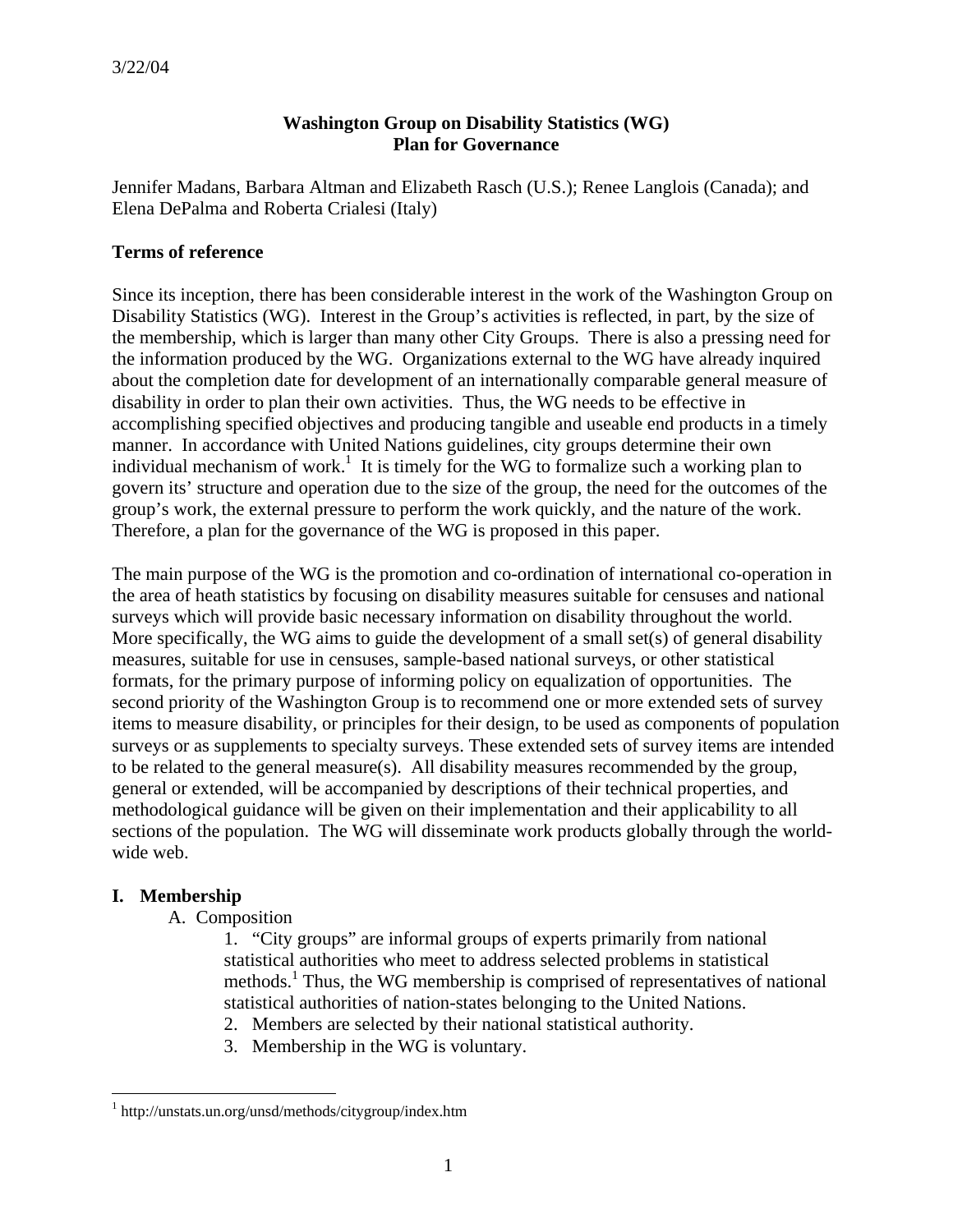3/22/04

**Washington Group on Disability Statistics (WG)**
**Plan for Governance**

Jennifer Madans, Barbara Altman and Elizabeth Rasch (U.S.); Renee Langlois (Canada); and Elena DePalma and Roberta Crialesi (Italy)

## Terms of reference

Since its inception, there has been considerable interest in the work of the Washington Group on Disability Statistics (WG). Interest in the Group's activities is reflected, in part, by the size of the membership, which is larger than many other City Groups. There is also a pressing need for the information produced by the WG. Organizations external to the WG have already inquired about the completion date for development of an internationally comparable general measure of disability in order to plan their own activities. Thus, the WG needs to be effective in accomplishing specified objectives and producing tangible and useable end products in a timely manner. In accordance with United Nations guidelines, city groups determine their own individual mechanism of work.[1] It is timely for the WG to formalize such a working plan to govern its' structure and operation due to the size of the group, the need for the outcomes of the group's work, the external pressure to perform the work quickly, and the nature of the work. Therefore, a plan for the governance of the WG is proposed in this paper.

The main purpose of the WG is the promotion and co-ordination of international co-operation in the area of heath statistics by focusing on disability measures suitable for censuses and national surveys which will provide basic necessary information on disability throughout the world. More specifically, the WG aims to guide the development of a small set(s) of general disability measures, suitable for use in censuses, sample-based national surveys, or other statistical formats, for the primary purpose of informing policy on equalization of opportunities. The second priority of the Washington Group is to recommend one or more extended sets of survey items to measure disability, or principles for their design, to be used as components of population surveys or as supplements to specialty surveys. These extended sets of survey items are intended to be related to the general measure(s). All disability measures recommended by the group, general or extended, will be accompanied by descriptions of their technical properties, and methodological guidance will be given on their implementation and their applicability to all sections of the population. The WG will disseminate work products globally through the world-wide web.

## I. Membership

A. Composition

1. "City groups" are informal groups of experts primarily from national statistical authorities who meet to address selected problems in statistical methods.[1] Thus, the WG membership is comprised of representatives of national statistical authorities of nation-states belonging to the United Nations.
2. Members are selected by their national statistical authority.
3. Membership in the WG is voluntary.

---

[1] http://unstats.un.org/unsd/methods/citygroup/index.htm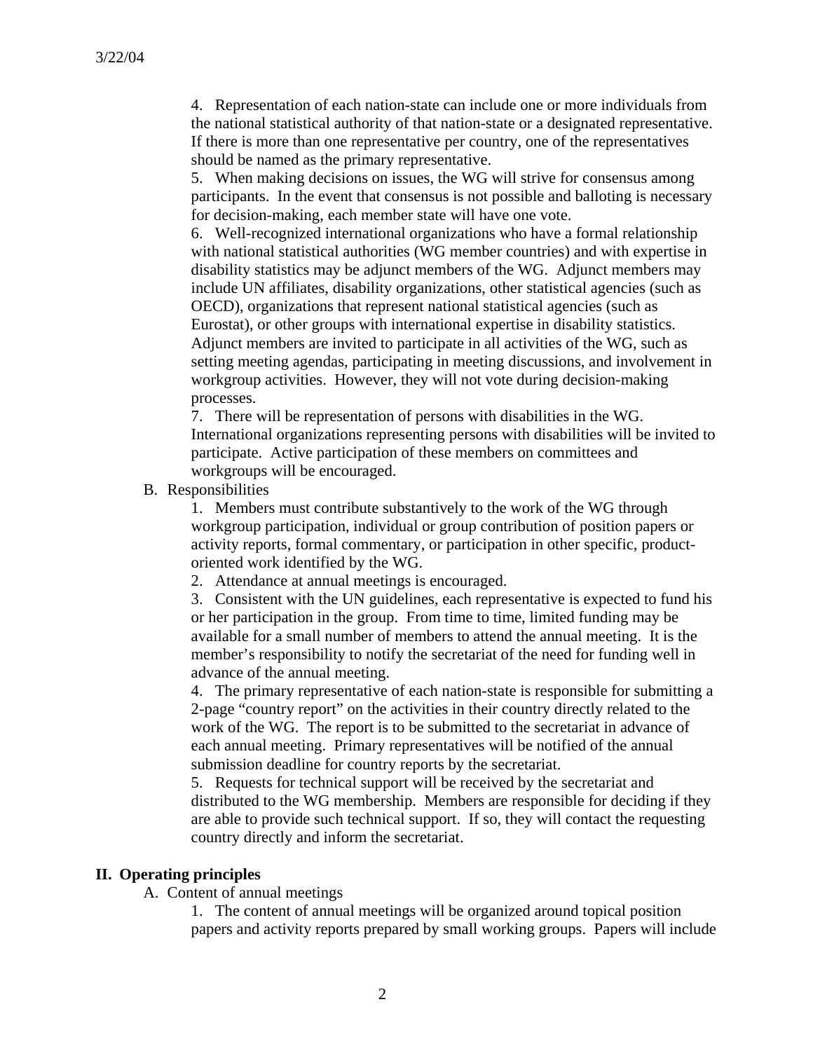4. Representation of each nation-state can include one or more individuals from the national statistical authority of that nation-state or a designated representative. If there is more than one representative per country, one of the representatives should be named as the primary representative.

5. When making decisions on issues, the WG will strive for consensus among participants. In the event that consensus is not possible and balloting is necessary for decision-making, each member state will have one vote.

6. Well-recognized international organizations who have a formal relationship with national statistical authorities (WG member countries) and with expertise in disability statistics may be adjunct members of the WG. Adjunct members may include UN affiliates, disability organizations, other statistical agencies (such as OECD), organizations that represent national statistical agencies (such as Eurostat), or other groups with international expertise in disability statistics. Adjunct members are invited to participate in all activities of the WG, such as setting meeting agendas, participating in meeting discussions, and involvement in workgroup activities. However, they will not vote during decision-making processes.

7. There will be representation of persons with disabilities in the WG. International organizations representing persons with disabilities will be invited to participate. Active participation of these members on committees and workgroups will be encouraged.

B. Responsibilities

1. Members must contribute substantively to the work of the WG through workgroup participation, individual or group contribution of position papers or activity reports, formal commentary, or participation in other specific, product-oriented work identified by the WG.

2. Attendance at annual meetings is encouraged.

3. Consistent with the UN guidelines, each representative is expected to fund his or her participation in the group. From time to time, limited funding may be available for a small number of members to attend the annual meeting. It is the member's responsibility to notify the secretariat of the need for funding well in advance of the annual meeting.

4. The primary representative of each nation-state is responsible for submitting a 2-page "country report" on the activities in their country directly related to the work of the WG. The report is to be submitted to the secretariat in advance of each annual meeting. Primary representatives will be notified of the annual submission deadline for country reports by the secretariat.

5. Requests for technical support will be received by the secretariat and distributed to the WG membership. Members are responsible for deciding if they are able to provide such technical support. If so, they will contact the requesting country directly and inform the secretariat.

## II. Operating principles

A. Content of annual meetings

1. The content of annual meetings will be organized around topical position papers and activity reports prepared by small working groups. Papers will include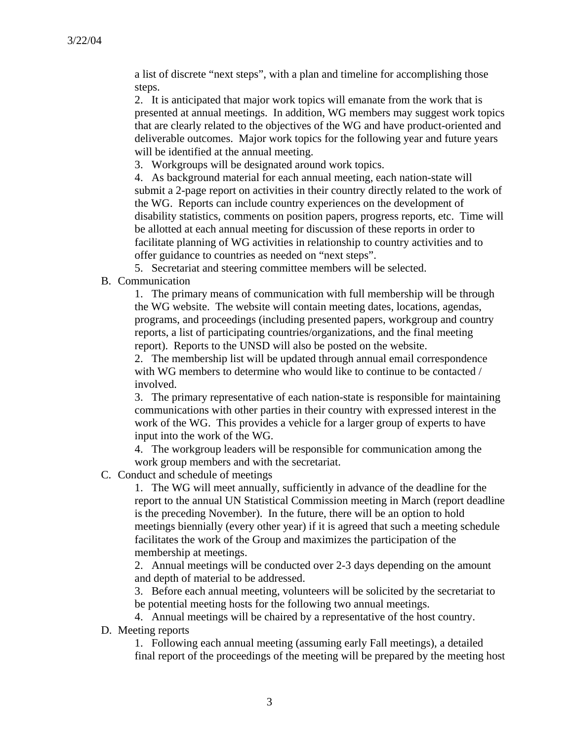a list of discrete "next steps", with a plan and timeline for accomplishing those steps.

2. It is anticipated that major work topics will emanate from the work that is presented at annual meetings. In addition, WG members may suggest work topics that are clearly related to the objectives of the WG and have product-oriented and deliverable outcomes. Major work topics for the following year and future years will be identified at the annual meeting.

3. Workgroups will be designated around work topics.

4. As background material for each annual meeting, each nation-state will submit a 2-page report on activities in their country directly related to the work of the WG. Reports can include country experiences on the development of disability statistics, comments on position papers, progress reports, etc. Time will be allotted at each annual meeting for discussion of these reports in order to facilitate planning of WG activities in relationship to country activities and to offer guidance to countries as needed on "next steps".

5. Secretariat and steering committee members will be selected.

B. Communication

1. The primary means of communication with full membership will be through the WG website. The website will contain meeting dates, locations, agendas, programs, and proceedings (including presented papers, workgroup and country reports, a list of participating countries/organizations, and the final meeting report). Reports to the UNSD will also be posted on the website.

2. The membership list will be updated through annual email correspondence with WG members to determine who would like to continue to be contacted / involved.

3. The primary representative of each nation-state is responsible for maintaining communications with other parties in their country with expressed interest in the work of the WG. This provides a vehicle for a larger group of experts to have input into the work of the WG.

4. The workgroup leaders will be responsible for communication among the work group members and with the secretariat.

C. Conduct and schedule of meetings

1. The WG will meet annually, sufficiently in advance of the deadline for the report to the annual UN Statistical Commission meeting in March (report deadline is the preceding November). In the future, there will be an option to hold meetings biennially (every other year) if it is agreed that such a meeting schedule facilitates the work of the Group and maximizes the participation of the membership at meetings.

2. Annual meetings will be conducted over 2-3 days depending on the amount and depth of material to be addressed.

3. Before each annual meeting, volunteers will be solicited by the secretariat to be potential meeting hosts for the following two annual meetings.

4. Annual meetings will be chaired by a representative of the host country.

D. Meeting reports

1. Following each annual meeting (assuming early Fall meetings), a detailed final report of the proceedings of the meeting will be prepared by the meeting host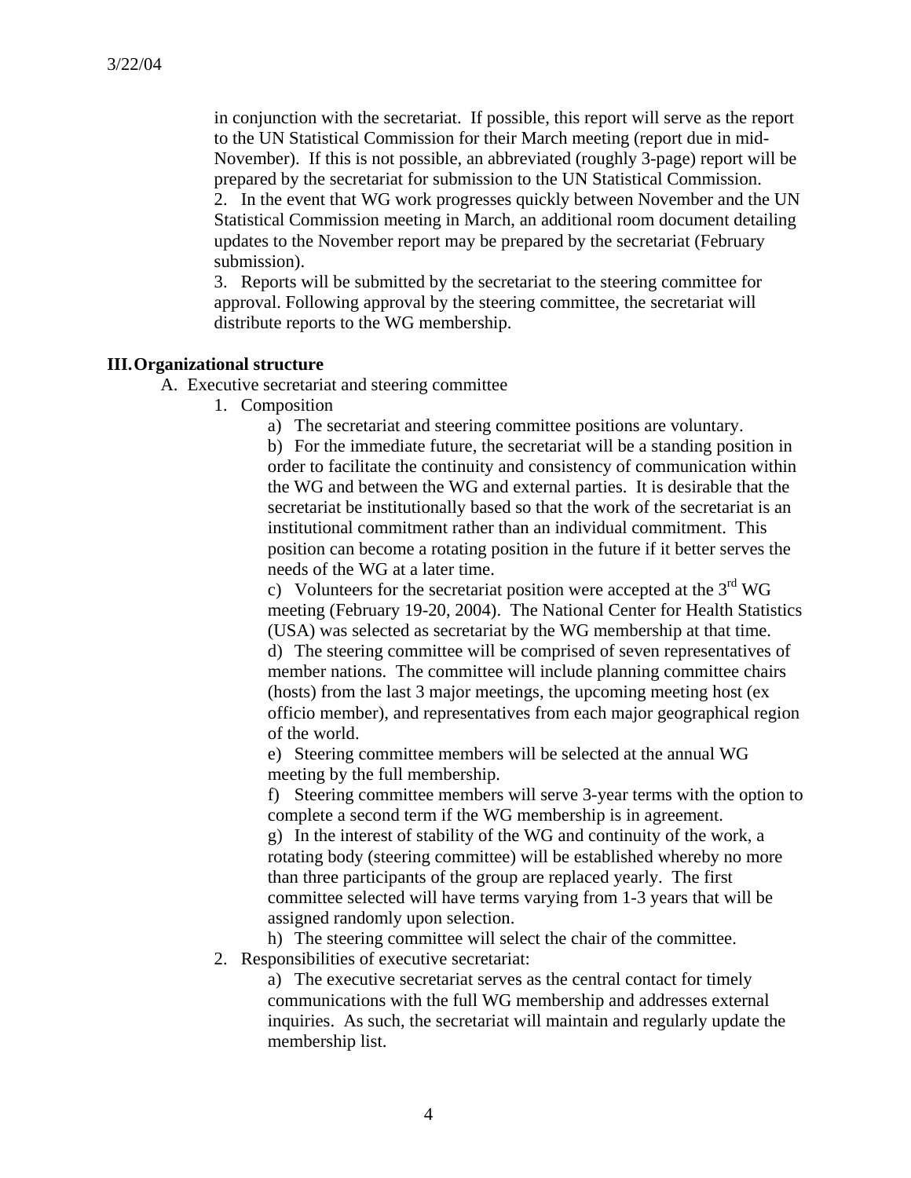in conjunction with the secretariat. If possible, this report will serve as the report to the UN Statistical Commission for their March meeting (report due in mid-November). If this is not possible, an abbreviated (roughly 3-page) report will be prepared by the secretariat for submission to the UN Statistical Commission.

2. In the event that WG work progresses quickly between November and the UN Statistical Commission meeting in March, an additional room document detailing updates to the November report may be prepared by the secretariat (February submission).

3. Reports will be submitted by the secretariat to the steering committee for approval. Following approval by the steering committee, the secretariat will distribute reports to the WG membership.

## III. Organizational structure

A. Executive secretariat and steering committee

1. Composition

a) The secretariat and steering committee positions are voluntary.

b) For the immediate future, the secretariat will be a standing position in order to facilitate the continuity and consistency of communication within the WG and between the WG and external parties. It is desirable that the secretariat be institutionally based so that the work of the secretariat is an institutional commitment rather than an individual commitment. This position can become a rotating position in the future if it better serves the needs of the WG at a later time.

c) Volunteers for the secretariat position were accepted at the 3rd WG meeting (February 19-20, 2004). The National Center for Health Statistics (USA) was selected as secretariat by the WG membership at that time.

d) The steering committee will be comprised of seven representatives of member nations. The committee will include planning committee chairs (hosts) from the last 3 major meetings, the upcoming meeting host (ex officio member), and representatives from each major geographical region of the world.

e) Steering committee members will be selected at the annual WG meeting by the full membership.

f) Steering committee members will serve 3-year terms with the option to complete a second term if the WG membership is in agreement.

g) In the interest of stability of the WG and continuity of the work, a rotating body (steering committee) will be established whereby no more than three participants of the group are replaced yearly. The first committee selected will have terms varying from 1-3 years that will be assigned randomly upon selection.

h) The steering committee will select the chair of the committee.

2. Responsibilities of executive secretariat:

a) The executive secretariat serves as the central contact for timely communications with the full WG membership and addresses external inquiries. As such, the secretariat will maintain and regularly update the membership list.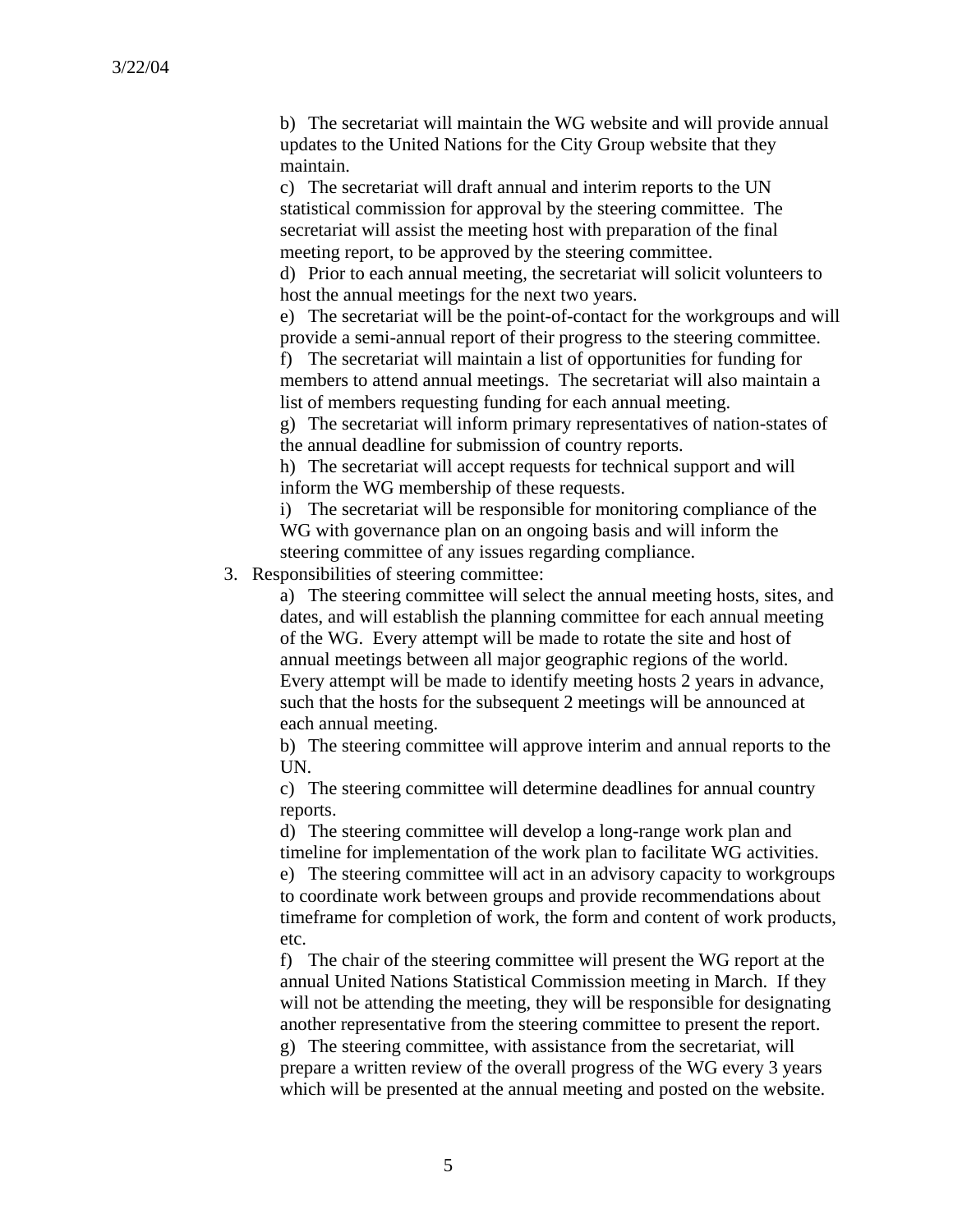b) The secretariat will maintain the WG website and will provide annual updates to the United Nations for the City Group website that they maintain.

c) The secretariat will draft annual and interim reports to the UN statistical commission for approval by the steering committee. The secretariat will assist the meeting host with preparation of the final meeting report, to be approved by the steering committee.

d) Prior to each annual meeting, the secretariat will solicit volunteers to host the annual meetings for the next two years.

e) The secretariat will be the point-of-contact for the workgroups and will provide a semi-annual report of their progress to the steering committee.

f) The secretariat will maintain a list of opportunities for funding for members to attend annual meetings. The secretariat will also maintain a list of members requesting funding for each annual meeting.

g) The secretariat will inform primary representatives of nation-states of the annual deadline for submission of country reports.

h) The secretariat will accept requests for technical support and will inform the WG membership of these requests.

i) The secretariat will be responsible for monitoring compliance of the WG with governance plan on an ongoing basis and will inform the steering committee of any issues regarding compliance.

3. Responsibilities of steering committee:

a) The steering committee will select the annual meeting hosts, sites, and dates, and will establish the planning committee for each annual meeting of the WG. Every attempt will be made to rotate the site and host of annual meetings between all major geographic regions of the world. Every attempt will be made to identify meeting hosts 2 years in advance, such that the hosts for the subsequent 2 meetings will be announced at each annual meeting.

b) The steering committee will approve interim and annual reports to the UN.

c) The steering committee will determine deadlines for annual country reports.

d) The steering committee will develop a long-range work plan and timeline for implementation of the work plan to facilitate WG activities.

e) The steering committee will act in an advisory capacity to workgroups to coordinate work between groups and provide recommendations about timeframe for completion of work, the form and content of work products, etc.

f) The chair of the steering committee will present the WG report at the annual United Nations Statistical Commission meeting in March. If they will not be attending the meeting, they will be responsible for designating another representative from the steering committee to present the report.

g) The steering committee, with assistance from the secretariat, will prepare a written review of the overall progress of the WG every 3 years which will be presented at the annual meeting and posted on the website.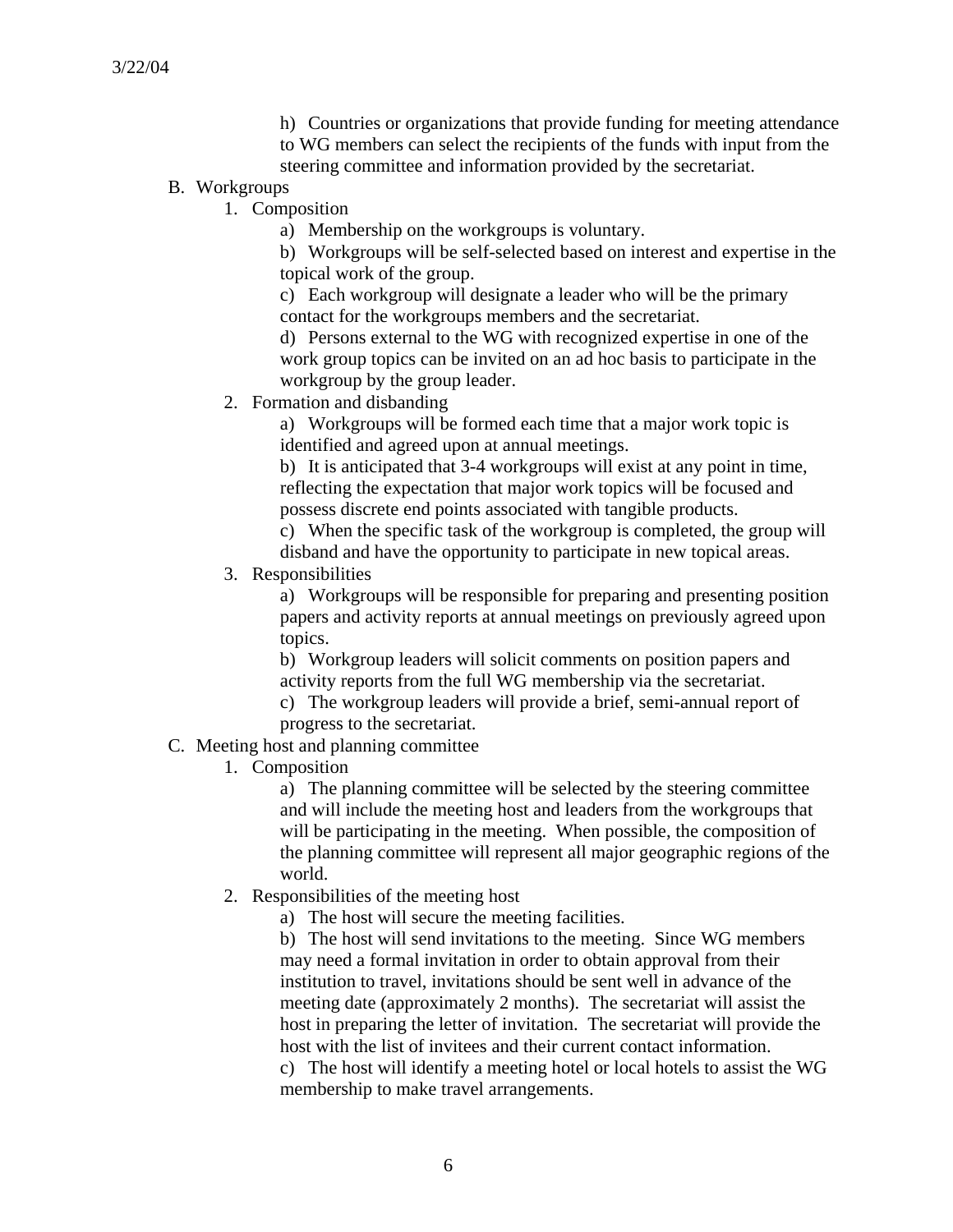h) Countries or organizations that provide funding for meeting attendance to WG members can select the recipients of the funds with input from the steering committee and information provided by the secretariat.

B. Workgroups

1. Composition

a) Membership on the workgroups is voluntary.

b) Workgroups will be self-selected based on interest and expertise in the topical work of the group.

c) Each workgroup will designate a leader who will be the primary contact for the workgroups members and the secretariat.

d) Persons external to the WG with recognized expertise in one of the work group topics can be invited on an ad hoc basis to participate in the workgroup by the group leader.

2. Formation and disbanding

a) Workgroups will be formed each time that a major work topic is identified and agreed upon at annual meetings.

b) It is anticipated that 3-4 workgroups will exist at any point in time, reflecting the expectation that major work topics will be focused and possess discrete end points associated with tangible products.

c) When the specific task of the workgroup is completed, the group will disband and have the opportunity to participate in new topical areas.

3. Responsibilities

a) Workgroups will be responsible for preparing and presenting position papers and activity reports at annual meetings on previously agreed upon topics.

b) Workgroup leaders will solicit comments on position papers and activity reports from the full WG membership via the secretariat.

c) The workgroup leaders will provide a brief, semi-annual report of progress to the secretariat.

C. Meeting host and planning committee

1. Composition

a) The planning committee will be selected by the steering committee and will include the meeting host and leaders from the workgroups that will be participating in the meeting. When possible, the composition of the planning committee will represent all major geographic regions of the world.

2. Responsibilities of the meeting host

a) The host will secure the meeting facilities.

b) The host will send invitations to the meeting. Since WG members may need a formal invitation in order to obtain approval from their institution to travel, invitations should be sent well in advance of the meeting date (approximately 2 months). The secretariat will assist the host in preparing the letter of invitation. The secretariat will provide the host with the list of invitees and their current contact information.

c) The host will identify a meeting hotel or local hotels to assist the WG membership to make travel arrangements.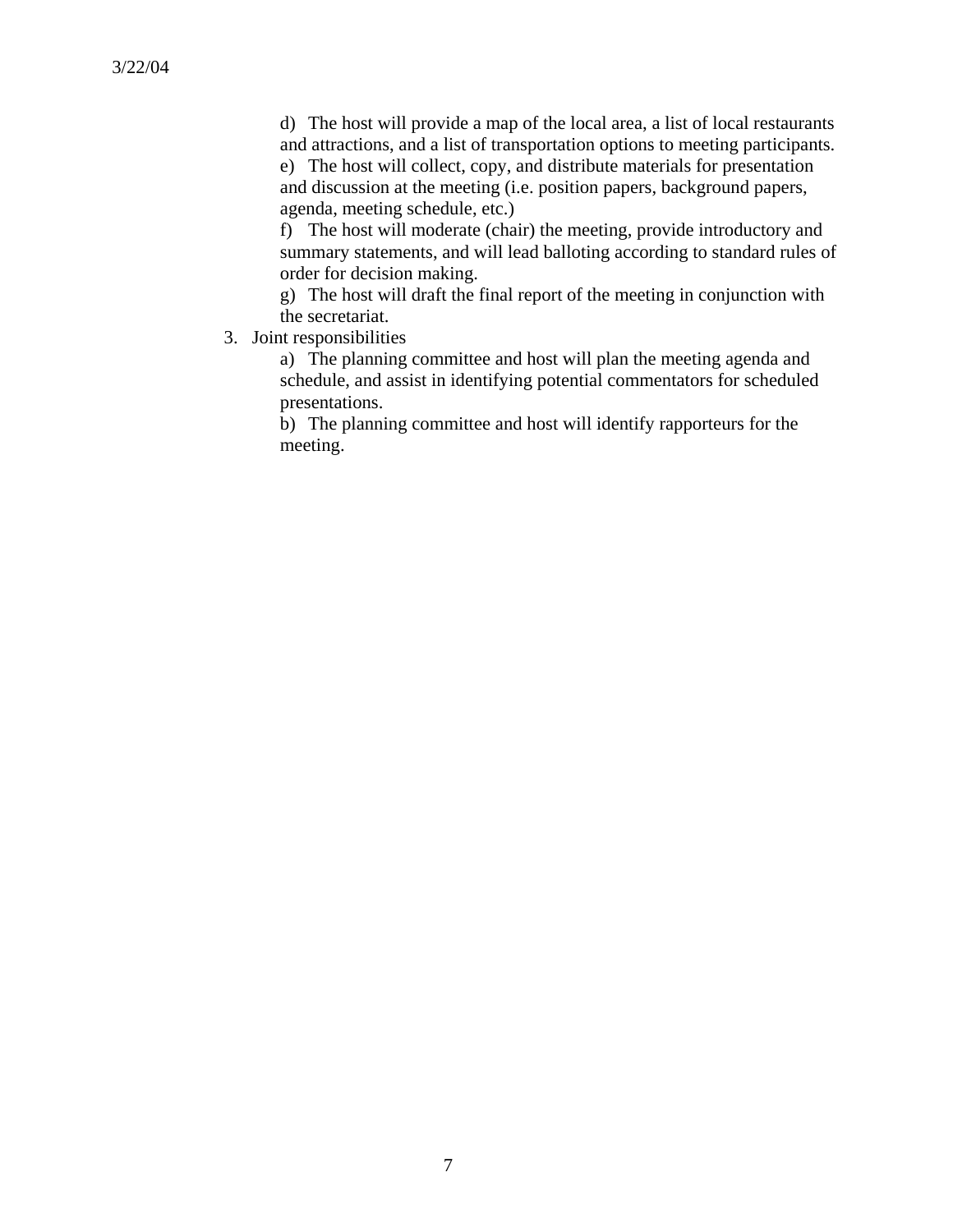d) The host will provide a map of the local area, a list of local restaurants and attractions, and a list of transportation options to meeting participants.

e) The host will collect, copy, and distribute materials for presentation and discussion at the meeting (i.e. position papers, background papers, agenda, meeting schedule, etc.)

f) The host will moderate (chair) the meeting, provide introductory and summary statements, and will lead balloting according to standard rules of order for decision making.

g) The host will draft the final report of the meeting in conjunction with the secretariat.

3. Joint responsibilities

   a) The planning committee and host will plan the meeting agenda and schedule, and assist in identifying potential commentators for scheduled presentations.

   b) The planning committee and host will identify rapporteurs for the meeting.